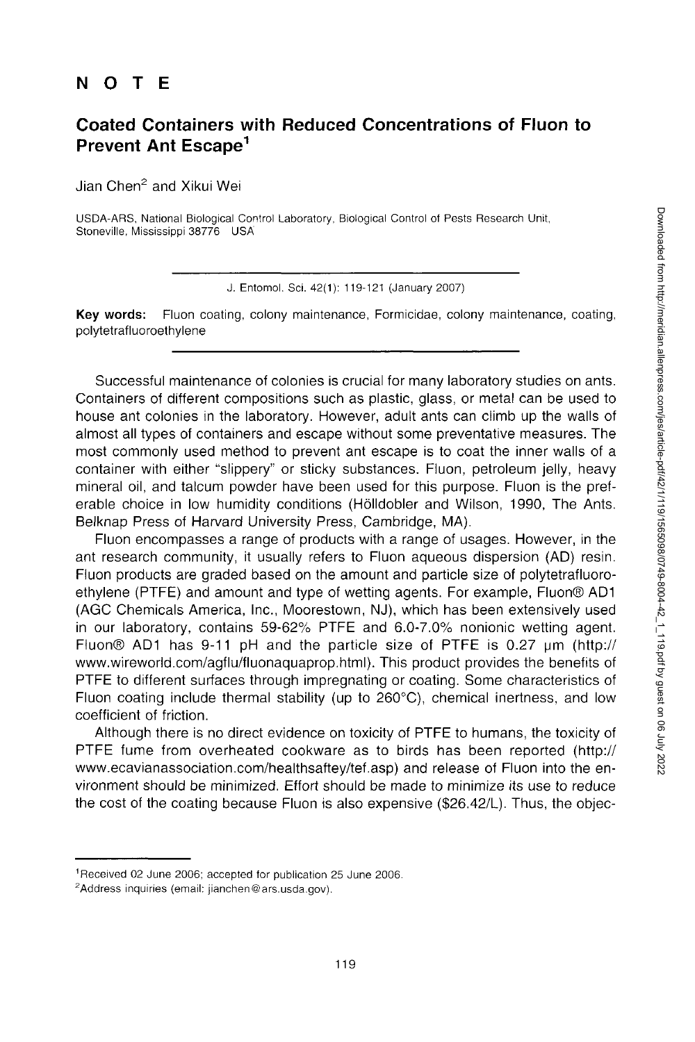# NOTE

## Coated Containers with Reduced Concentrations of Fluon to Prevent Ant Escape[1]

Jian Chen[2] and Xikui Wei

USDA-ARS, National Biological Control Laboratory, Biological Control of Pests Research Unit, Stoneville, Mississippi 38776 USA

J. Entomol. Sci. 42(1): 119-121 (January 2007)

**Key words:** Fluon coating, colony maintenance, Formicidae, colony maintenance, coating, polytetrafluoroethylene

Successful maintenance of colonies is crucial for many laboratory studies on ants. Containers of different compositions such as plastic, glass, or metal can be used to house ant colonies in the laboratory. However, adult ants can climb up the walls of almost all types of containers and escape without some preventative measures. The most commonly used method to prevent ant escape is to coat the inner walls of a container with either "slippery" or sticky substances. Fluon, petroleum jelly, heavy mineral oil, and talcum powder have been used for this purpose. Fluon is the preferable choice in low humidity conditions (Hölldobler and Wilson, 1990, The Ants. Belknap Press of Harvard University Press, Cambridge, MA).

Fluon encompasses a range of products with a range of usages. However, in the ant research community, it usually refers to Fluon aqueous dispersion (AD) resin. Fluon products are graded based on the amount and particle size of polytetrafluoroethylene (PTFE) and amount and type of wetting agents. For example, Fluon® AD1 (AGC Chemicals America, Inc., Moorestown, NJ), which has been extensively used in our laboratory, contains 59-62% PTFE and 6.0-7.0% nonionic wetting agent. Fluon® AD1 has 9-11 pH and the particle size of PTFE is 0.27 μm (http://www.wireworld.com/agflu/fluonaquaprop.html). This product provides the benefits of PTFE to different surfaces through impregnating or coating. Some characteristics of Fluon coating include thermal stability (up to 260°C), chemical inertness, and low coefficient of friction.

Although there is no direct evidence on toxicity of PTFE to humans, the toxicity of PTFE fume from overheated cookware as to birds has been reported (http://www.ecavianassociation.com/healthsaftey/tef.asp) and release of Fluon into the environment should be minimized. Effort should be made to minimize its use to reduce the cost of the coating because Fluon is also expensive ($26.42/L). Thus, the objec-

[1]Received 02 June 2006; accepted for publication 25 June 2006.

[2]Address inquiries (email: jianchen@ars.usda.gov).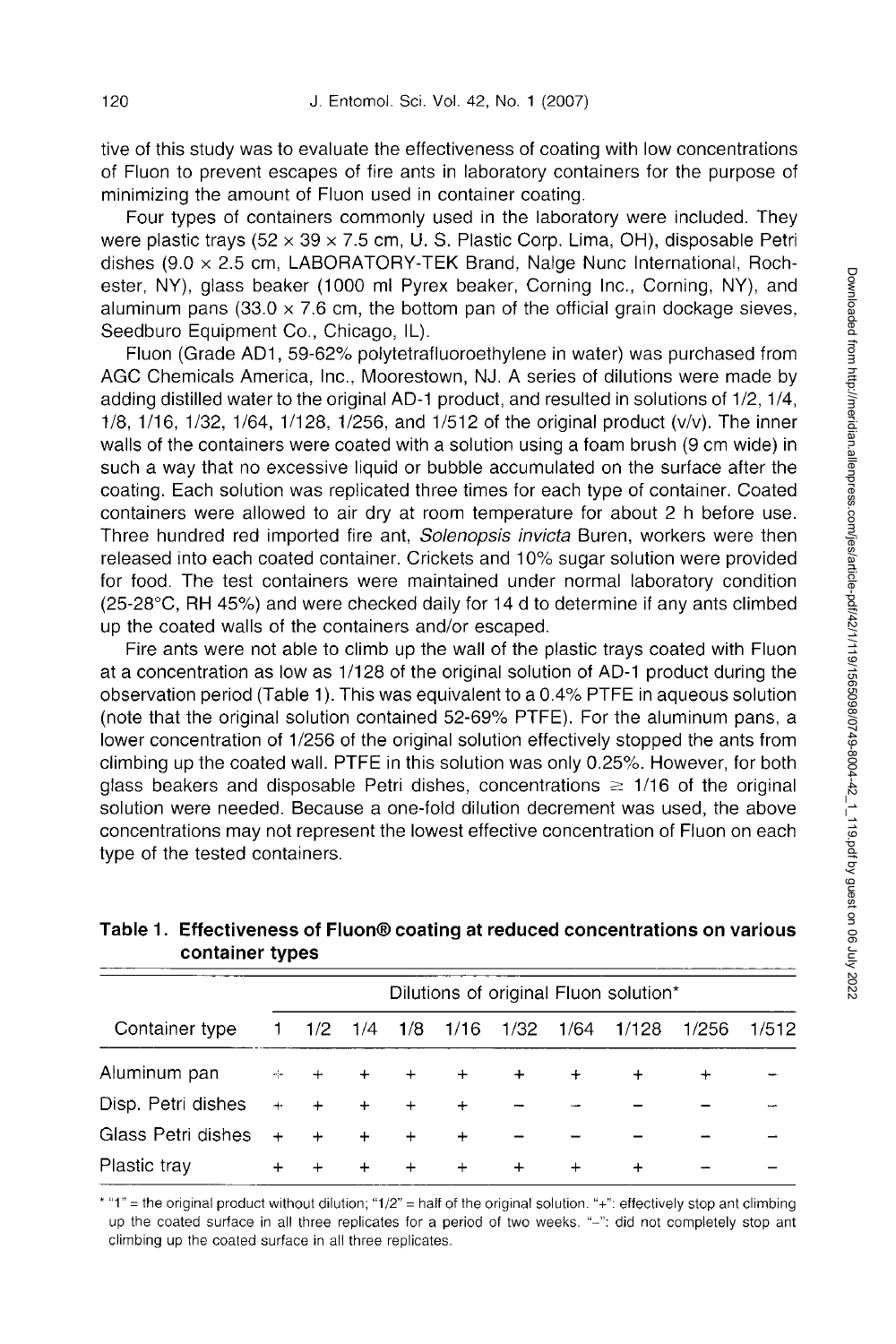tive of this study was to evaluate the effectiveness of coating with low concentrations of Fluon to prevent escapes of fire ants in laboratory containers for the purpose of minimizing the amount of Fluon used in container coating.

Four types of containers commonly used in the laboratory were included. They were plastic trays (52 × 39 × 7.5 cm, U. S. Plastic Corp. Lima, OH), disposable Petri dishes (9.0 × 2.5 cm, LABORATORY-TEK Brand, Nalge Nunc International, Rochester, NY), glass beaker (1000 ml Pyrex beaker, Corning Inc., Corning, NY), and aluminum pans (33.0 × 7.6 cm, the bottom pan of the official grain dockage sieves, Seedburo Equipment Co., Chicago, IL).

Fluon (Grade AD1, 59-62% polytetrafluoroethylene in water) was purchased from AGC Chemicals America, Inc., Moorestown, NJ. A series of dilutions were made by adding distilled water to the original AD-1 product, and resulted in solutions of 1/2, 1/4, 1/8, 1/16, 1/32, 1/64, 1/128, 1/256, and 1/512 of the original product (v/v). The inner walls of the containers were coated with a solution using a foam brush (9 cm wide) in such a way that no excessive liquid or bubble accumulated on the surface after the coating. Each solution was replicated three times for each type of container. Coated containers were allowed to air dry at room temperature for about 2 h before use. Three hundred red imported fire ant, *Solenopsis invicta* Buren, workers were then released into each coated container. Crickets and 10% sugar solution were provided for food. The test containers were maintained under normal laboratory condition (25-28°C, RH 45%) and were checked daily for 14 d to determine if any ants climbed up the coated walls of the containers and/or escaped.

Fire ants were not able to climb up the wall of the plastic trays coated with Fluon at a concentration as low as 1/128 of the original solution of AD-1 product during the observation period (Table 1). This was equivalent to a 0.4% PTFE in aqueous solution (note that the original solution contained 52-69% PTFE). For the aluminum pans, a lower concentration of 1/256 of the original solution effectively stopped the ants from climbing up the coated wall. PTFE in this solution was only 0.25%. However, for both glass beakers and disposable Petri dishes, concentrations ≥ 1/16 of the original solution were needed. Because a one-fold dilution decrement was used, the above concentrations may not represent the lowest effective concentration of Fluon on each type of the tested containers.

**Table 1. Effectiveness of Fluon® coating at reduced concentrations on various container types**

| | Dilutions of original Fluon solution* | | | | | | | | | |
|---|---|---|---|---|---|---|---|---|---|---|
| Container type | 1 | 1/2 | 1/4 | 1/8 | 1/16 | 1/32 | 1/64 | 1/128 | 1/256 | 1/512 |
| Aluminum pan | + | + | + | + | + | + | + | + | + | – |
| Disp. Petri dishes | + | + | + | + | + | – | – | – | – | – |
| Glass Petri dishes | + | + | + | + | + | – | – | – | – | – |
| Plastic tray | + | + | + | + | + | + | + | + | – | – |

* "1" = the original product without dilution; "1/2" = half of the original solution. "+": effectively stop ant climbing up the coated surface in all three replicates for a period of two weeks. "–": did not completely stop ant climbing up the coated surface in all three replicates.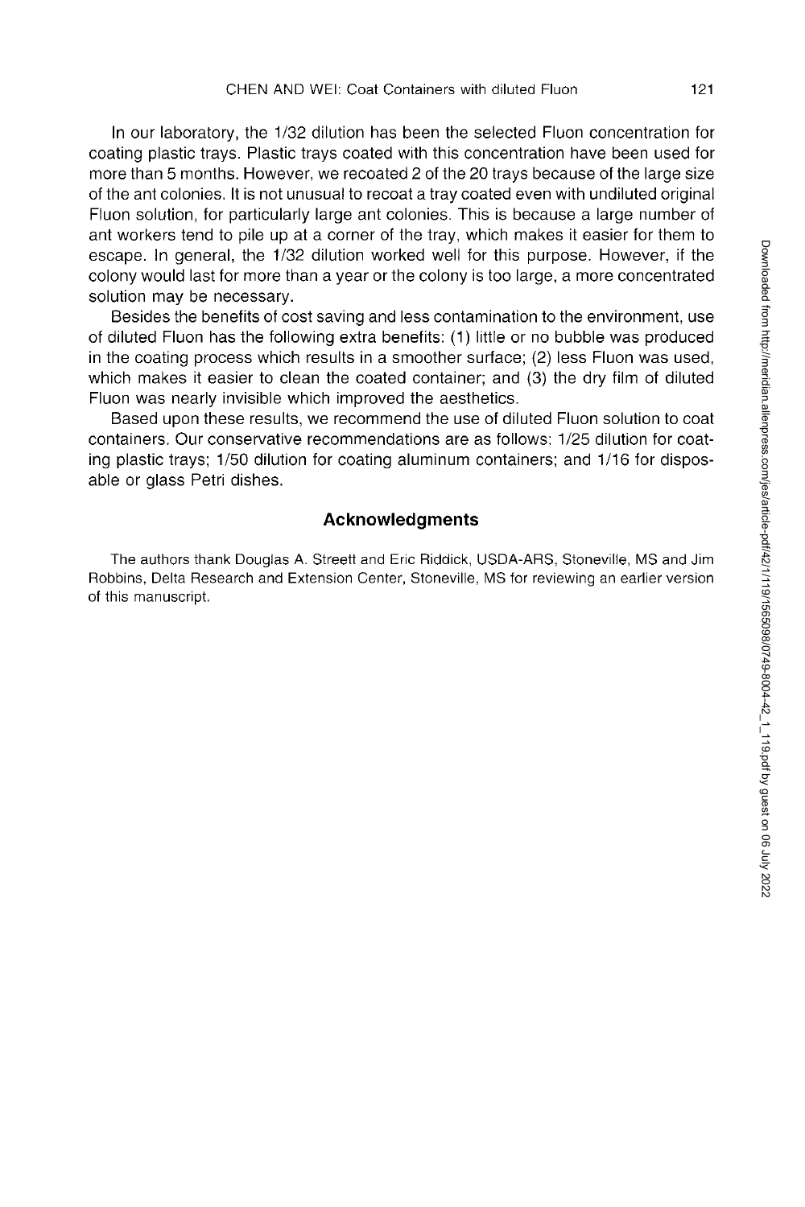In our laboratory, the 1/32 dilution has been the selected Fluon concentration for coating plastic trays. Plastic trays coated with this concentration have been used for more than 5 months. However, we recoated 2 of the 20 trays because of the large size of the ant colonies. It is not unusual to recoat a tray coated even with undiluted original Fluon solution, for particularly large ant colonies. This is because a large number of ant workers tend to pile up at a corner of the tray, which makes it easier for them to escape. In general, the 1/32 dilution worked well for this purpose. However, if the colony would last for more than a year or the colony is too large, a more concentrated solution may be necessary.

Besides the benefits of cost saving and less contamination to the environment, use of diluted Fluon has the following extra benefits: (1) little or no bubble was produced in the coating process which results in a smoother surface; (2) less Fluon was used, which makes it easier to clean the coated container; and (3) the dry film of diluted Fluon was nearly invisible which improved the aesthetics.

Based upon these results, we recommend the use of diluted Fluon solution to coat containers. Our conservative recommendations are as follows: 1/25 dilution for coating plastic trays; 1/50 dilution for coating aluminum containers; and 1/16 for disposable or glass Petri dishes.

## Acknowledgments

The authors thank Douglas A. Streett and Eric Riddick, USDA-ARS, Stoneville, MS and Jim Robbins, Delta Research and Extension Center, Stoneville, MS for reviewing an earlier version of this manuscript.